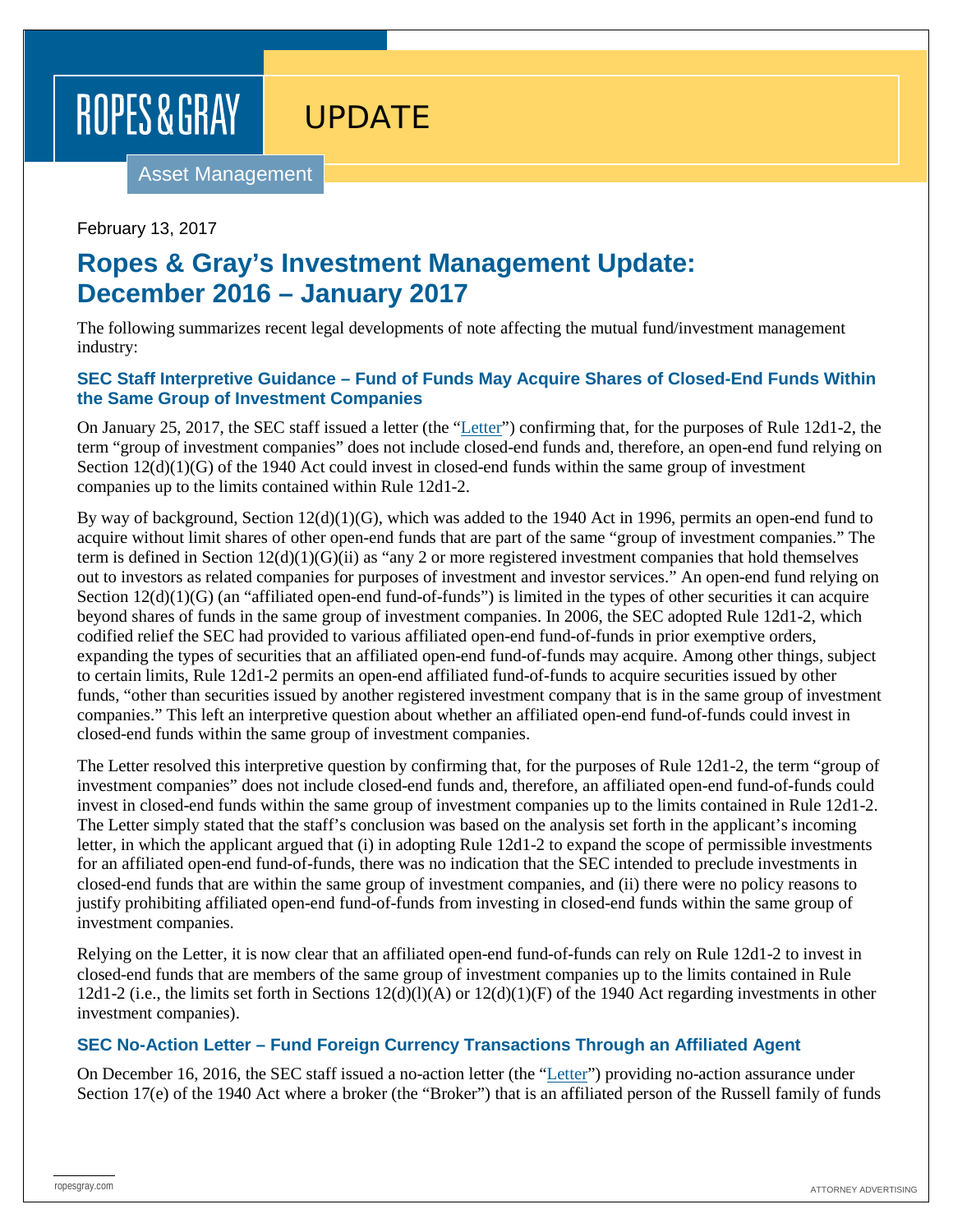ROPES & GRAY

UPDATE

Asset Management

February 13, 2017

# Ropes & Gray's Investment Management Update: December 2016 – January 2017

The following summarizes recent legal developments of note affecting the mutual fund/investment management industry:

## SEC Staff Interpretive Guidance – Fund of Funds May Acquire Shares of Closed-End Funds Within the Same Group of Investment Companies

On January 25, 2017, the SEC staff issued a letter (the "Letter") confirming that, for the purposes of Rule 12d1-2, the term "group of investment companies" does not include closed-end funds and, therefore, an open-end fund relying on Section 12(d)(1)(G) of the 1940 Act could invest in closed-end funds within the same group of investment companies up to the limits contained within Rule 12d1-2.

By way of background, Section 12(d)(1)(G), which was added to the 1940 Act in 1996, permits an open-end fund to acquire without limit shares of other open-end funds that are part of the same "group of investment companies." The term is defined in Section 12(d)(1)(G)(ii) as "any 2 or more registered investment companies that hold themselves out to investors as related companies for purposes of investment and investor services." An open-end fund relying on Section 12(d)(1)(G) (an "affiliated open-end fund-of-funds") is limited in the types of other securities it can acquire beyond shares of funds in the same group of investment companies. In 2006, the SEC adopted Rule 12d1-2, which codified relief the SEC had provided to various affiliated open-end fund-of-funds in prior exemptive orders, expanding the types of securities that an affiliated open-end fund-of-funds may acquire. Among other things, subject to certain limits, Rule 12d1-2 permits an open-end affiliated fund-of-funds to acquire securities issued by other funds, "other than securities issued by another registered investment company that is in the same group of investment companies." This left an interpretive question about whether an affiliated open-end fund-of-funds could invest in closed-end funds within the same group of investment companies.

The Letter resolved this interpretive question by confirming that, for the purposes of Rule 12d1-2, the term "group of investment companies" does not include closed-end funds and, therefore, an affiliated open-end fund-of-funds could invest in closed-end funds within the same group of investment companies up to the limits contained in Rule 12d1-2. The Letter simply stated that the staff's conclusion was based on the analysis set forth in the applicant's incoming letter, in which the applicant argued that (i) in adopting Rule 12d1-2 to expand the scope of permissible investments for an affiliated open-end fund-of-funds, there was no indication that the SEC intended to preclude investments in closed-end funds that are within the same group of investment companies, and (ii) there were no policy reasons to justify prohibiting affiliated open-end fund-of-funds from investing in closed-end funds within the same group of investment companies.

Relying on the Letter, it is now clear that an affiliated open-end fund-of-funds can rely on Rule 12d1-2 to invest in closed-end funds that are members of the same group of investment companies up to the limits contained in Rule 12d1-2 (i.e., the limits set forth in Sections 12(d)(l)(A) or 12(d)(1)(F) of the 1940 Act regarding investments in other investment companies).

## SEC No-Action Letter – Fund Foreign Currency Transactions Through an Affiliated Agent

On December 16, 2016, the SEC staff issued a no-action letter (the "Letter") providing no-action assurance under Section 17(e) of the 1940 Act where a broker (the "Broker") that is an affiliated person of the Russell family of funds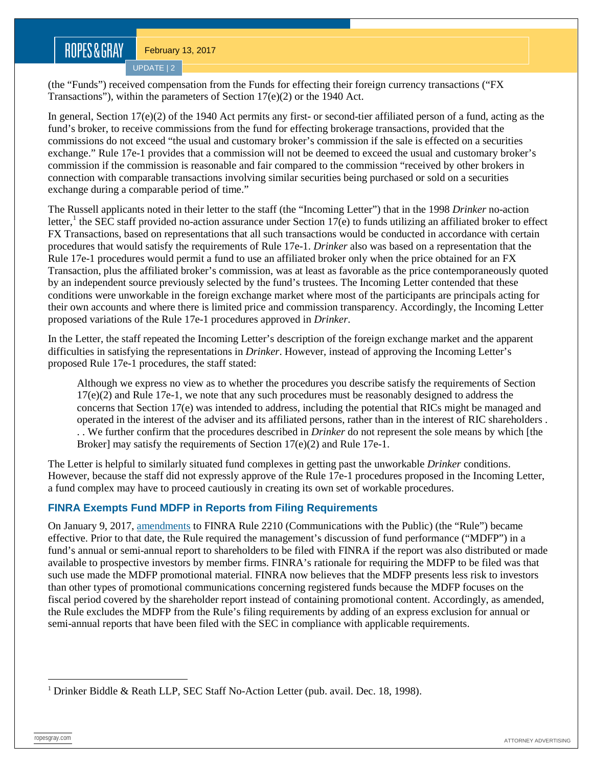(the "Funds") received compensation from the Funds for effecting their foreign currency transactions ("FX Transactions"), within the parameters of Section 17(e)(2) or the 1940 Act.

In general, Section 17(e)(2) of the 1940 Act permits any first- or second-tier affiliated person of a fund, acting as the fund's broker, to receive commissions from the fund for effecting brokerage transactions, provided that the commissions do not exceed "the usual and customary broker's commission if the sale is effected on a securities exchange." Rule 17e-1 provides that a commission will not be deemed to exceed the usual and customary broker's commission if the commission is reasonable and fair compared to the commission "received by other brokers in connection with comparable transactions involving similar securities being purchased or sold on a securities exchange during a comparable period of time."

The Russell applicants noted in their letter to the staff (the "Incoming Letter") that in the 1998 *Drinker* no-action letter,[1] the SEC staff provided no-action assurance under Section 17(e) to funds utilizing an affiliated broker to effect FX Transactions, based on representations that all such transactions would be conducted in accordance with certain procedures that would satisfy the requirements of Rule 17e-1. *Drinker* also was based on a representation that the Rule 17e-1 procedures would permit a fund to use an affiliated broker only when the price obtained for an FX Transaction, plus the affiliated broker's commission, was at least as favorable as the price contemporaneously quoted by an independent source previously selected by the fund's trustees. The Incoming Letter contended that these conditions were unworkable in the foreign exchange market where most of the participants are principals acting for their own accounts and where there is limited price and commission transparency. Accordingly, the Incoming Letter proposed variations of the Rule 17e-1 procedures approved in *Drinker*.

In the Letter, the staff repeated the Incoming Letter's description of the foreign exchange market and the apparent difficulties in satisfying the representations in *Drinker*. However, instead of approving the Incoming Letter's proposed Rule 17e-1 procedures, the staff stated:

> Although we express no view as to whether the procedures you describe satisfy the requirements of Section 17(e)(2) and Rule 17e-1, we note that any such procedures must be reasonably designed to address the concerns that Section 17(e) was intended to address, including the potential that RICs might be managed and operated in the interest of the adviser and its affiliated persons, rather than in the interest of RIC shareholders . . . We further confirm that the procedures described in *Drinker* do not represent the sole means by which [the Broker] may satisfy the requirements of Section 17(e)(2) and Rule 17e-1.

The Letter is helpful to similarly situated fund complexes in getting past the unworkable *Drinker* conditions. However, because the staff did not expressly approve of the Rule 17e-1 procedures proposed in the Incoming Letter, a fund complex may have to proceed cautiously in creating its own set of workable procedures.

### FINRA Exempts Fund MDFP in Reports from Filing Requirements

On January 9, 2017, amendments to FINRA Rule 2210 (Communications with the Public) (the "Rule") became effective. Prior to that date, the Rule required the management's discussion of fund performance ("MDFP") in a fund's annual or semi-annual report to shareholders to be filed with FINRA if the report was also distributed or made available to prospective investors by member firms. FINRA's rationale for requiring the MDFP to be filed was that such use made the MDFP promotional material. FINRA now believes that the MDFP presents less risk to investors than other types of promotional communications concerning registered funds because the MDFP focuses on the fiscal period covered by the shareholder report instead of containing promotional content. Accordingly, as amended, the Rule excludes the MDFP from the Rule's filing requirements by adding of an express exclusion for annual or semi-annual reports that have been filed with the SEC in compliance with applicable requirements.

---

[1] Drinker Biddle & Reath LLP, SEC Staff No-Action Letter (pub. avail. Dec. 18, 1998).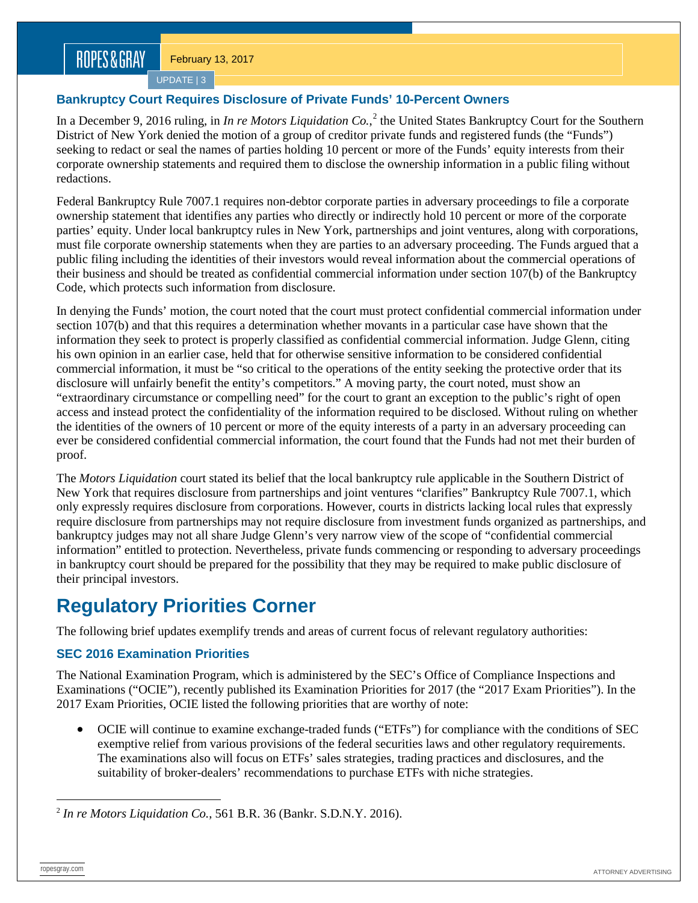### Bankruptcy Court Requires Disclosure of Private Funds' 10-Percent Owners

In a December 9, 2016 ruling, in *In re Motors Liquidation Co.*,[2] the United States Bankruptcy Court for the Southern District of New York denied the motion of a group of creditor private funds and registered funds (the "Funds") seeking to redact or seal the names of parties holding 10 percent or more of the Funds' equity interests from their corporate ownership statements and required them to disclose the ownership information in a public filing without redactions.

Federal Bankruptcy Rule 7007.1 requires non-debtor corporate parties in adversary proceedings to file a corporate ownership statement that identifies any parties who directly or indirectly hold 10 percent or more of the corporate parties' equity. Under local bankruptcy rules in New York, partnerships and joint ventures, along with corporations, must file corporate ownership statements when they are parties to an adversary proceeding. The Funds argued that a public filing including the identities of their investors would reveal information about the commercial operations of their business and should be treated as confidential commercial information under section 107(b) of the Bankruptcy Code, which protects such information from disclosure.

In denying the Funds' motion, the court noted that the court must protect confidential commercial information under section 107(b) and that this requires a determination whether movants in a particular case have shown that the information they seek to protect is properly classified as confidential commercial information. Judge Glenn, citing his own opinion in an earlier case, held that for otherwise sensitive information to be considered confidential commercial information, it must be "so critical to the operations of the entity seeking the protective order that its disclosure will unfairly benefit the entity's competitors." A moving party, the court noted, must show an "extraordinary circumstance or compelling need" for the court to grant an exception to the public's right of open access and instead protect the confidentiality of the information required to be disclosed. Without ruling on whether the identities of the owners of 10 percent or more of the equity interests of a party in an adversary proceeding can ever be considered confidential commercial information, the court found that the Funds had not met their burden of proof.

The *Motors Liquidation* court stated its belief that the local bankruptcy rule applicable in the Southern District of New York that requires disclosure from partnerships and joint ventures "clarifies" Bankruptcy Rule 7007.1, which only expressly requires disclosure from corporations. However, courts in districts lacking local rules that expressly require disclosure from partnerships may not require disclosure from investment funds organized as partnerships, and bankruptcy judges may not all share Judge Glenn's very narrow view of the scope of "confidential commercial information" entitled to protection. Nevertheless, private funds commencing or responding to adversary proceedings in bankruptcy court should be prepared for the possibility that they may be required to make public disclosure of their principal investors.

## Regulatory Priorities Corner

The following brief updates exemplify trends and areas of current focus of relevant regulatory authorities:

### SEC 2016 Examination Priorities

The National Examination Program, which is administered by the SEC's Office of Compliance Inspections and Examinations ("OCIE"), recently published its Examination Priorities for 2017 (the "2017 Exam Priorities"). In the 2017 Exam Priorities, OCIE listed the following priorities that are worthy of note:

- OCIE will continue to examine exchange-traded funds ("ETFs") for compliance with the conditions of SEC exemptive relief from various provisions of the federal securities laws and other regulatory requirements. The examinations also will focus on ETFs' sales strategies, trading practices and disclosures, and the suitability of broker-dealers' recommendations to purchase ETFs with niche strategies.

---

[2] *In re Motors Liquidation Co.*, 561 B.R. 36 (Bankr. S.D.N.Y. 2016).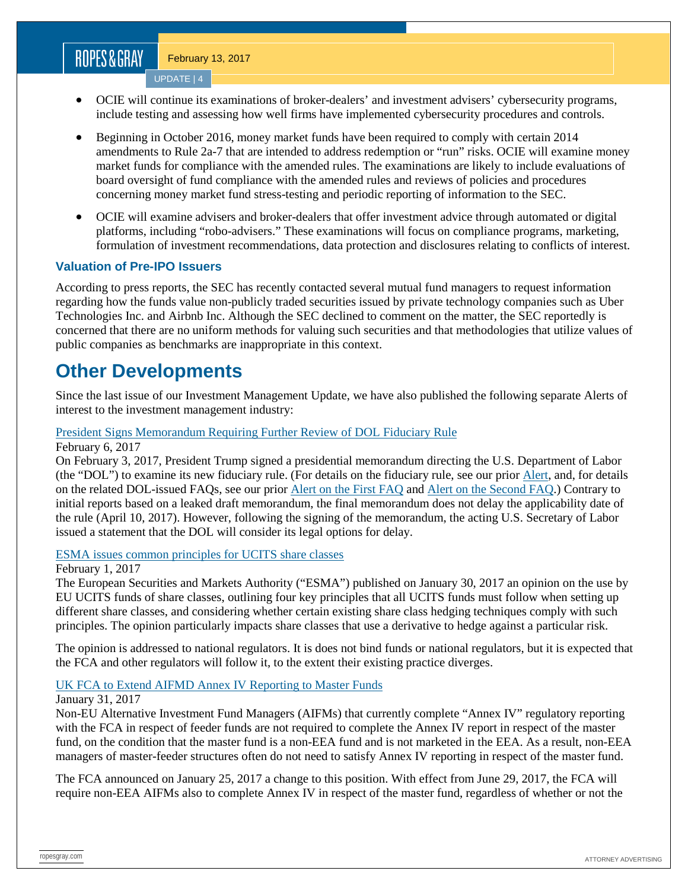- OCIE will continue its examinations of broker-dealers' and investment advisers' cybersecurity programs, include testing and assessing how well firms have implemented cybersecurity procedures and controls.
- Beginning in October 2016, money market funds have been required to comply with certain 2014 amendments to Rule 2a-7 that are intended to address redemption or "run" risks. OCIE will examine money market funds for compliance with the amended rules. The examinations are likely to include evaluations of board oversight of fund compliance with the amended rules and reviews of policies and procedures concerning money market fund stress-testing and periodic reporting of information to the SEC.
- OCIE will examine advisers and broker-dealers that offer investment advice through automated or digital platforms, including "robo-advisers." These examinations will focus on compliance programs, marketing, formulation of investment recommendations, data protection and disclosures relating to conflicts of interest.

### Valuation of Pre-IPO Issuers

According to press reports, the SEC has recently contacted several mutual fund managers to request information regarding how the funds value non-publicly traded securities issued by private technology companies such as Uber Technologies Inc. and Airbnb Inc. Although the SEC declined to comment on the matter, the SEC reportedly is concerned that there are no uniform methods for valuing such securities and that methodologies that utilize values of public companies as benchmarks are inappropriate in this context.

## Other Developments

Since the last issue of our Investment Management Update, we have also published the following separate Alerts of interest to the investment management industry:

President Signs Memorandum Requiring Further Review of DOL Fiduciary Rule
February 6, 2017
On February 3, 2017, President Trump signed a presidential memorandum directing the U.S. Department of Labor (the "DOL") to examine its new fiduciary rule. (For details on the fiduciary rule, see our prior Alert, and, for details on the related DOL-issued FAQs, see our prior Alert on the First FAQ and Alert on the Second FAQ.) Contrary to initial reports based on a leaked draft memorandum, the final memorandum does not delay the applicability date of the rule (April 10, 2017). However, following the signing of the memorandum, the acting U.S. Secretary of Labor issued a statement that the DOL will consider its legal options for delay.

ESMA issues common principles for UCITS share classes
February 1, 2017
The European Securities and Markets Authority ("ESMA") published on January 30, 2017 an opinion on the use by EU UCITS funds of share classes, outlining four key principles that all UCITS funds must follow when setting up different share classes, and considering whether certain existing share class hedging techniques comply with such principles. The opinion particularly impacts share classes that use a derivative to hedge against a particular risk.

The opinion is addressed to national regulators. It is does not bind funds or national regulators, but it is expected that the FCA and other regulators will follow it, to the extent their existing practice diverges.

UK FCA to Extend AIFMD Annex IV Reporting to Master Funds
January 31, 2017
Non-EU Alternative Investment Fund Managers (AIFMs) that currently complete "Annex IV" regulatory reporting with the FCA in respect of feeder funds are not required to complete the Annex IV report in respect of the master fund, on the condition that the master fund is a non-EEA fund and is not marketed in the EEA. As a result, non-EEA managers of master-feeder structures often do not need to satisfy Annex IV reporting in respect of the master fund.

The FCA announced on January 25, 2017 a change to this position. With effect from June 29, 2017, the FCA will require non-EEA AIFMs also to complete Annex IV in respect of the master fund, regardless of whether or not the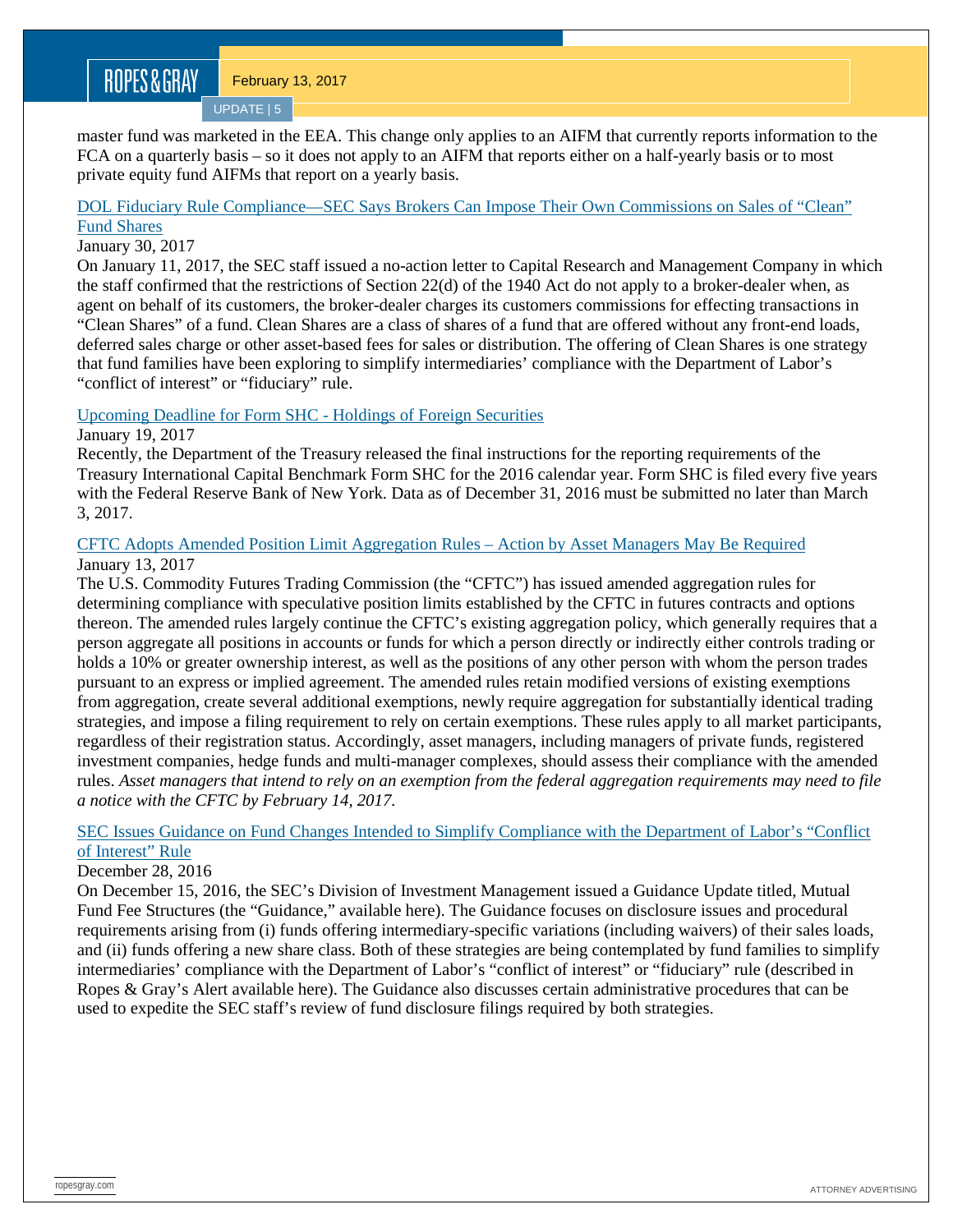master fund was marketed in the EEA. This change only applies to an AIFM that currently reports information to the FCA on a quarterly basis – so it does not apply to an AIFM that reports either on a half-yearly basis or to most private equity fund AIFMs that report on a yearly basis.

[DOL Fiduciary Rule Compliance—SEC Says Brokers Can Impose Their Own Commissions on Sales of "Clean" Fund Shares]

January 30, 2017

On January 11, 2017, the SEC staff issued a no-action letter to Capital Research and Management Company in which the staff confirmed that the restrictions of Section 22(d) of the 1940 Act do not apply to a broker-dealer when, as agent on behalf of its customers, the broker-dealer charges its customers commissions for effecting transactions in "Clean Shares" of a fund. Clean Shares are a class of shares of a fund that are offered without any front-end loads, deferred sales charge or other asset-based fees for sales or distribution. The offering of Clean Shares is one strategy that fund families have been exploring to simplify intermediaries' compliance with the Department of Labor's "conflict of interest" or "fiduciary" rule.

[Upcoming Deadline for Form SHC - Holdings of Foreign Securities]

January 19, 2017

Recently, the Department of the Treasury released the final instructions for the reporting requirements of the Treasury International Capital Benchmark Form SHC for the 2016 calendar year. Form SHC is filed every five years with the Federal Reserve Bank of New York. Data as of December 31, 2016 must be submitted no later than March 3, 2017.

[CFTC Adopts Amended Position Limit Aggregation Rules – Action by Asset Managers May Be Required]

January 13, 2017

The U.S. Commodity Futures Trading Commission (the "CFTC") has issued amended aggregation rules for determining compliance with speculative position limits established by the CFTC in futures contracts and options thereon. The amended rules largely continue the CFTC's existing aggregation policy, which generally requires that a person aggregate all positions in accounts or funds for which a person directly or indirectly either controls trading or holds a 10% or greater ownership interest, as well as the positions of any other person with whom the person trades pursuant to an express or implied agreement. The amended rules retain modified versions of existing exemptions from aggregation, create several additional exemptions, newly require aggregation for substantially identical trading strategies, and impose a filing requirement to rely on certain exemptions. These rules apply to all market participants, regardless of their registration status. Accordingly, asset managers, including managers of private funds, registered investment companies, hedge funds and multi-manager complexes, should assess their compliance with the amended rules. *Asset managers that intend to rely on an exemption from the federal aggregation requirements may need to file a notice with the CFTC by February 14, 2017.*

[SEC Issues Guidance on Fund Changes Intended to Simplify Compliance with the Department of Labor's "Conflict of Interest" Rule]

December 28, 2016

On December 15, 2016, the SEC's Division of Investment Management issued a Guidance Update titled, Mutual Fund Fee Structures (the "Guidance," available here). The Guidance focuses on disclosure issues and procedural requirements arising from (i) funds offering intermediary-specific variations (including waivers) of their sales loads, and (ii) funds offering a new share class. Both of these strategies are being contemplated by fund families to simplify intermediaries' compliance with the Department of Labor's "conflict of interest" or "fiduciary" rule (described in Ropes & Gray's Alert available here). The Guidance also discusses certain administrative procedures that can be used to expedite the SEC staff's review of fund disclosure filings required by both strategies.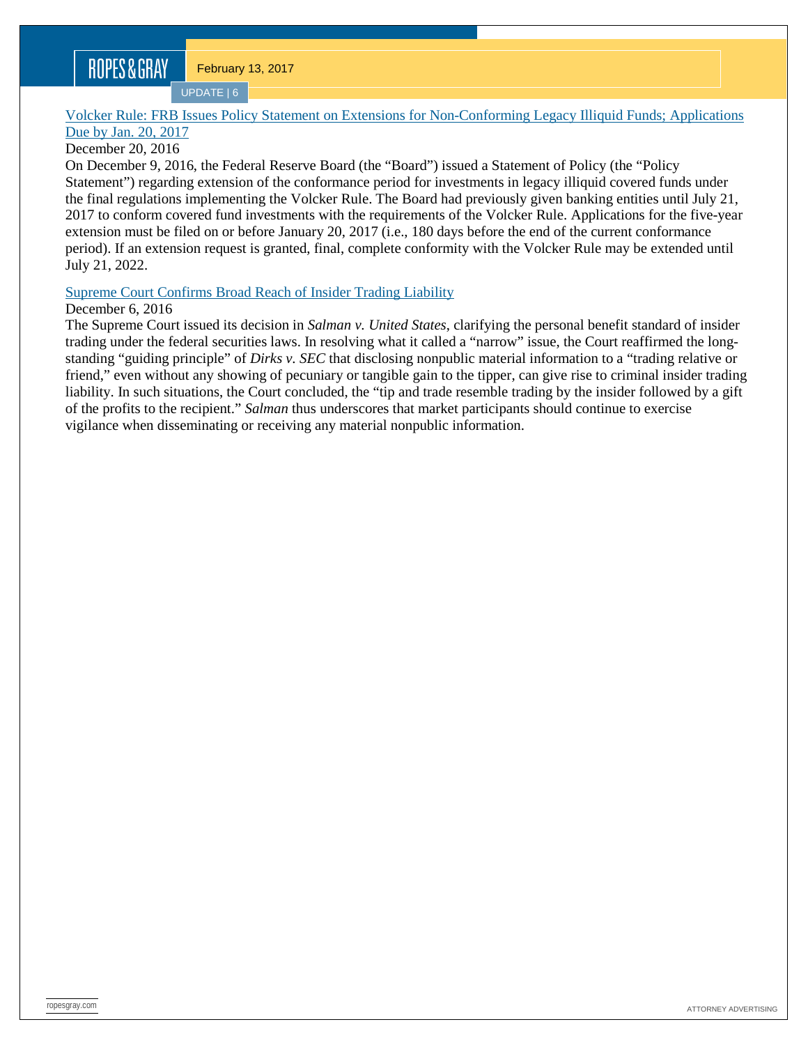[Volcker Rule: FRB Issues Policy Statement on Extensions for Non-Conforming Legacy Illiquid Funds; Applications Due by Jan. 20, 2017]

December 20, 2016

On December 9, 2016, the Federal Reserve Board (the "Board") issued a Statement of Policy (the "Policy Statement") regarding extension of the conformance period for investments in legacy illiquid covered funds under the final regulations implementing the Volcker Rule. The Board had previously given banking entities until July 21, 2017 to conform covered fund investments with the requirements of the Volcker Rule. Applications for the five-year extension must be filed on or before January 20, 2017 (i.e., 180 days before the end of the current conformance period). If an extension request is granted, final, complete conformity with the Volcker Rule may be extended until July 21, 2022.

[Supreme Court Confirms Broad Reach of Insider Trading Liability]

December 6, 2016

The Supreme Court issued its decision in *Salman v. United States*, clarifying the personal benefit standard of insider trading under the federal securities laws. In resolving what it called a "narrow" issue, the Court reaffirmed the long-standing "guiding principle" of *Dirks v. SEC* that disclosing nonpublic material information to a "trading relative or friend," even without any showing of pecuniary or tangible gain to the tipper, can give rise to criminal insider trading liability. In such situations, the Court concluded, the "tip and trade resemble trading by the insider followed by a gift of the profits to the recipient." *Salman* thus underscores that market participants should continue to exercise vigilance when disseminating or receiving any material nonpublic information.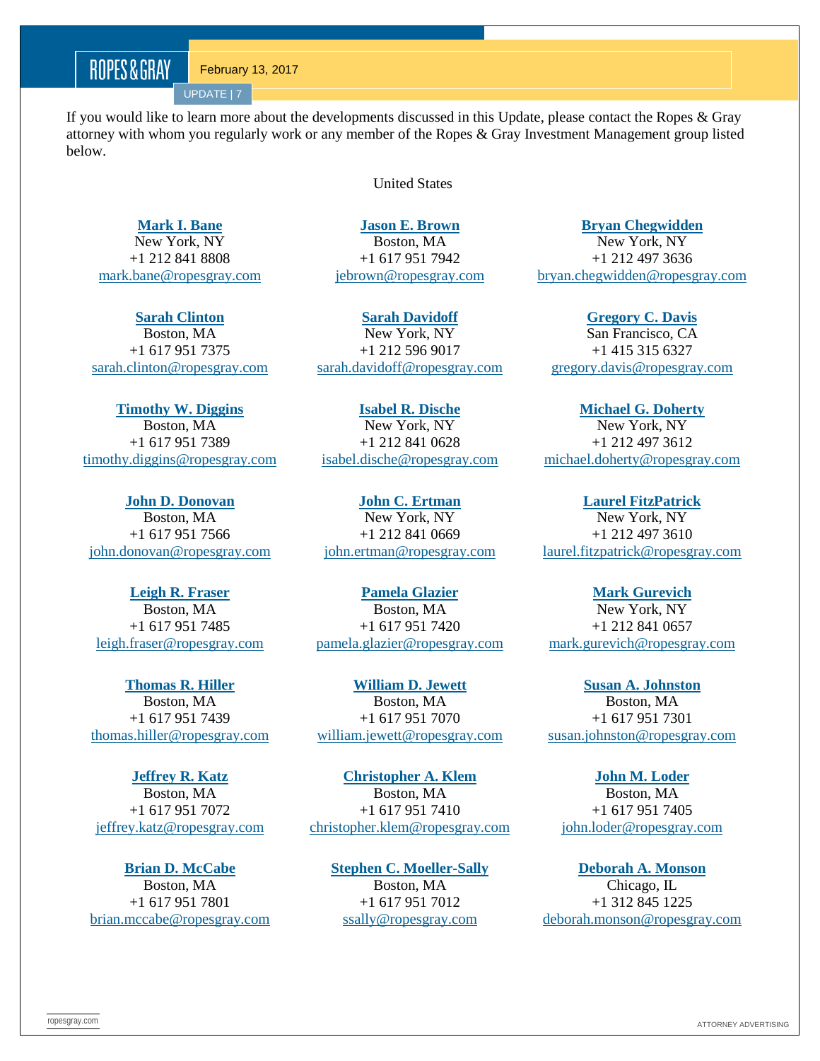If you would like to learn more about the developments discussed in this Update, please contact the Ropes & Gray attorney with whom you regularly work or any member of the Ropes & Gray Investment Management group listed below.

United States

**Mark I. Bane**
New York, NY
+1 212 841 8808
mark.bane@ropesgray.com

**Jason E. Brown**
Boston, MA
+1 617 951 7942
jebrown@ropesgray.com

**Bryan Chegwidden**
New York, NY
+1 212 497 3636
bryan.chegwidden@ropesgray.com

**Sarah Clinton**
Boston, MA
+1 617 951 7375
sarah.clinton@ropesgray.com

**Sarah Davidoff**
New York, NY
+1 212 596 9017
sarah.davidoff@ropesgray.com

**Gregory C. Davis**
San Francisco, CA
+1 415 315 6327
gregory.davis@ropesgray.com

**Timothy W. Diggins**
Boston, MA
+1 617 951 7389
timothy.diggins@ropesgray.com

**Isabel R. Dische**
New York, NY
+1 212 841 0628
isabel.dische@ropesgray.com

**Michael G. Doherty**
New York, NY
+1 212 497 3612
michael.doherty@ropesgray.com

**John D. Donovan**
Boston, MA
+1 617 951 7566
john.donovan@ropesgray.com

**John C. Ertman**
New York, NY
+1 212 841 0669
john.ertman@ropesgray.com

**Laurel FitzPatrick**
New York, NY
+1 212 497 3610
laurel.fitzpatrick@ropesgray.com

**Leigh R. Fraser**
Boston, MA
+1 617 951 7485
leigh.fraser@ropesgray.com

**Pamela Glazier**
Boston, MA
+1 617 951 7420
pamela.glazier@ropesgray.com

**Mark Gurevich**
New York, NY
+1 212 841 0657
mark.gurevich@ropesgray.com

**Thomas R. Hiller**
Boston, MA
+1 617 951 7439
thomas.hiller@ropesgray.com

**William D. Jewett**
Boston, MA
+1 617 951 7070
william.jewett@ropesgray.com

**Susan A. Johnston**
Boston, MA
+1 617 951 7301
susan.johnston@ropesgray.com

**Jeffrey R. Katz**
Boston, MA
+1 617 951 7072
jeffrey.katz@ropesgray.com

**Christopher A. Klem**
Boston, MA
+1 617 951 7410
christopher.klem@ropesgray.com

**John M. Loder**
Boston, MA
+1 617 951 7405
john.loder@ropesgray.com

**Brian D. McCabe**
Boston, MA
+1 617 951 7801
brian.mccabe@ropesgray.com

**Stephen C. Moeller-Sally**
Boston, MA
+1 617 951 7012
ssally@ropesgray.com

**Deborah A. Monson**
Chicago, IL
+1 312 845 1225
deborah.monson@ropesgray.com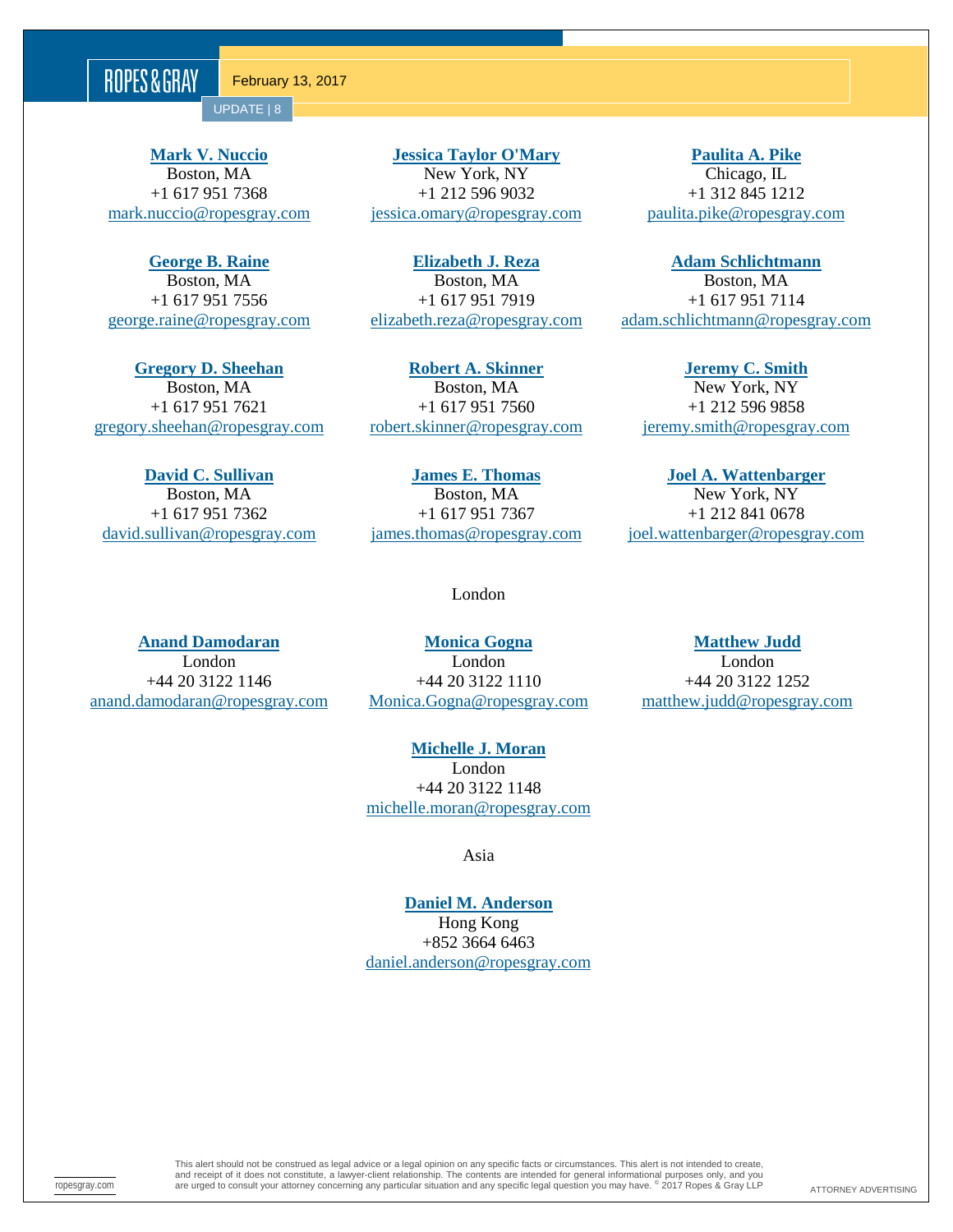**Mark V. Nuccio**
Boston, MA
+1 617 951 7368
mark.nuccio@ropesgray.com

**Jessica Taylor O'Mary**
New York, NY
+1 212 596 9032
jessica.omary@ropesgray.com

**Paulita A. Pike**
Chicago, IL
+1 312 845 1212
paulita.pike@ropesgray.com

**George B. Raine**
Boston, MA
+1 617 951 7556
george.raine@ropesgray.com

**Elizabeth J. Reza**
Boston, MA
+1 617 951 7919
elizabeth.reza@ropesgray.com

**Adam Schlichtmann**
Boston, MA
+1 617 951 7114
adam.schlichtmann@ropesgray.com

**Gregory D. Sheehan**
Boston, MA
+1 617 951 7621
gregory.sheehan@ropesgray.com

**Robert A. Skinner**
Boston, MA
+1 617 951 7560
robert.skinner@ropesgray.com

**Jeremy C. Smith**
New York, NY
+1 212 596 9858
jeremy.smith@ropesgray.com

**David C. Sullivan**
Boston, MA
+1 617 951 7362
david.sullivan@ropesgray.com

**James E. Thomas**
Boston, MA
+1 617 951 7367
james.thomas@ropesgray.com

**Joel A. Wattenbarger**
New York, NY
+1 212 841 0678
joel.wattenbarger@ropesgray.com

London

**Anand Damodaran**
London
+44 20 3122 1146
anand.damodaran@ropesgray.com

**Monica Gogna**
London
+44 20 3122 1110
Monica.Gogna@ropesgray.com

**Matthew Judd**
London
+44 20 3122 1252
matthew.judd@ropesgray.com

**Michelle J. Moran**
London
+44 20 3122 1148
michelle.moran@ropesgray.com

Asia

**Daniel M. Anderson**
Hong Kong
+852 3664 6463
daniel.anderson@ropesgray.com

This alert should not be construed as legal advice or a legal opinion on any specific facts or circumstances. This alert is not intended to create, and receipt of it does not constitute, a lawyer-client relationship. The contents are intended for general informational purposes only, and you are urged to consult your attorney concerning any particular situation and any specific legal question you may have. © 2017 Ropes & Gray LLP

ATTORNEY ADVERTISING